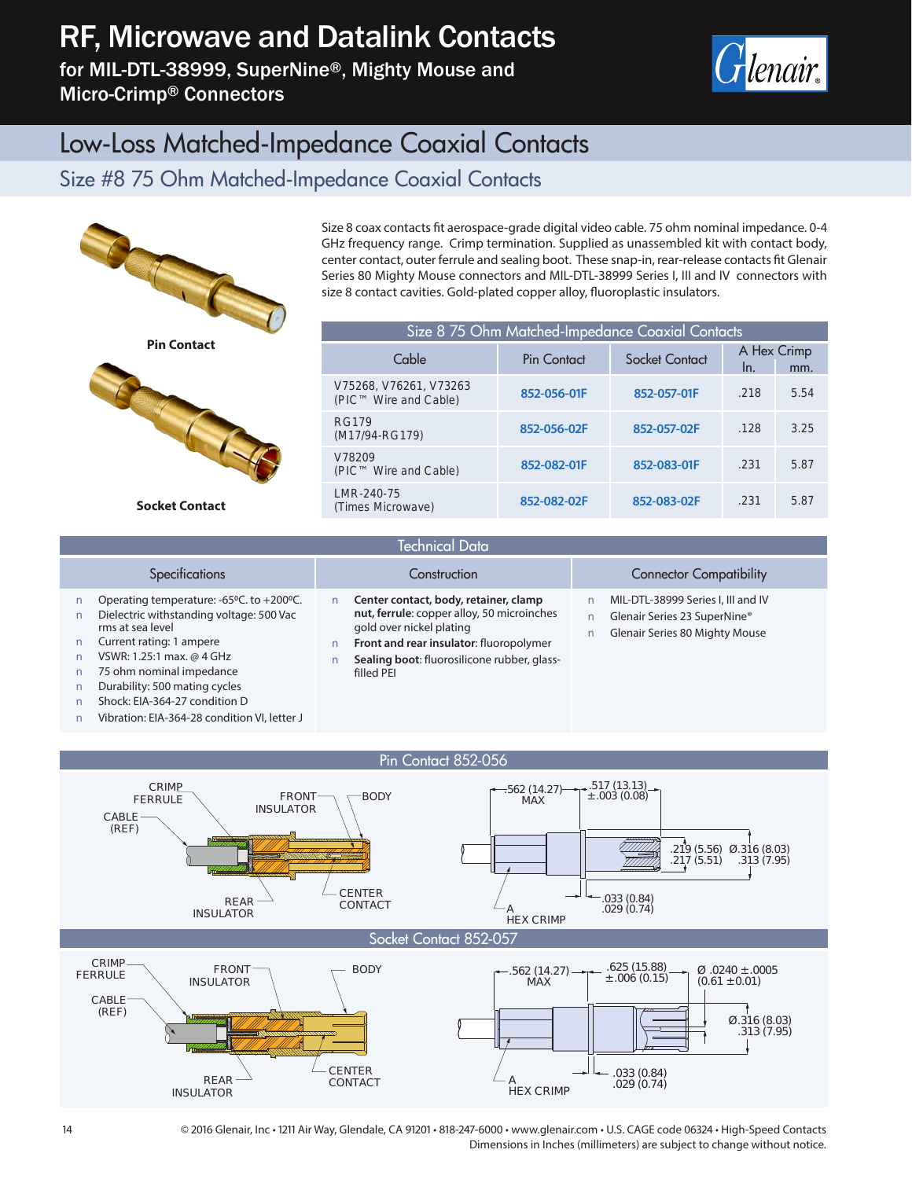# RF, Microwave and Datalink Contacts

for MIL-DTL-38999, SuperNine®, Mighty Mouse and Micro-Crimp® Connectors

## Low-Loss Matched-Impedance Coaxial Contacts

### Size #8 75 Ohm Matched-Impedance Coaxial Contacts

Pin Contact

Socket Contact

Size 8 coax contacts fit aerospace-grade digital video cable. 75 ohm nominal impedance. 0-4 GHz frequency range. Crimp termination. Supplied as unassembled kit with contact body, center contact, outer ferrule and sealing boot. These snap-in, rear-release contacts fit Glenair Series 80 Mighty Mouse connectors and MIL-DTL-38999 Series I, III and IV connectors with size 8 contact cavities. Gold-plated copper alloy, fluoroplastic insulators.

**Size 8 75 Ohm Matched-Impedance Coaxial Contacts**

| Cable | Pin Contact | Socket Contact | A Hex Crimp | |
|---|---|---|---|---|
| | | | In. | mm. |
| V75268, V76261, V73263 (PIC™ Wire and Cable) | 852-056-01F | 852-057-01F | .218 | 5.54 |
| RG179 (M17/94-RG179) | 852-056-02F | 852-057-02F | .128 | 3.25 |
| V78209 (PIC™ Wire and Cable) | 852-082-01F | 852-083-01F | .231 | 5.87 |
| LMR-240-75 (Times Microwave) | 852-082-02F | 852-083-02F | .231 | 5.87 |

### Technical Data

**Specifications**

- Operating temperature: -65ºC. to +200ºC.
- Dielectric withstanding voltage: 500 Vac rms at sea level
- Current rating: 1 ampere
- VSWR: 1.25:1 max. @ 4 GHz
- 75 ohm nominal impedance
- Durability: 500 mating cycles
- Shock: EIA-364-27 condition D
- Vibration: EIA-364-28 condition VI, letter J

**Construction**

- **Center contact, body, retainer, clamp nut, ferrule**: copper alloy, 50 microinches gold over nickel plating
- **Front and rear insulator**: fluoropolymer
- **Sealing boot**: fluorosilicone rubber, glass-filled PEI

**Connector Compatibility**

- MIL-DTL-38999 Series I, III and IV
- Glenair Series 23 SuperNine®
- Glenair Series 80 Mighty Mouse

### Pin Contact 852-056

CRIMP FERRULE, CABLE (REF), FRONT INSULATOR, BODY, REAR INSULATOR, CENTER CONTACT

.562 (14.27) MAX; .517 (13.13) ±.003 (0.08); .219 (5.56) .217 (5.51); Ø.316 (8.03) .313 (7.95); .033 (0.84) .029 (0.74); A HEX CRIMP

### Socket Contact 852-057

CRIMP FERRULE, CABLE (REF), FRONT INSULATOR, BODY, REAR INSULATOR, CENTER CONTACT

.562 (14.27) MAX; .625 (15.88) ±.006 (0.15); Ø .0240 ±.0005 (0.61 ±0.01); Ø.316 (8.03) .313 (7.95); .033 (0.84) .029 (0.74); A HEX CRIMP

© 2016 Glenair, Inc • 1211 Air Way, Glendale, CA 91201 • 818-247-6000 • www.glenair.com • U.S. CAGE code 06324 • High-Speed Contacts
Dimensions in Inches (millimeters) are subject to change without notice.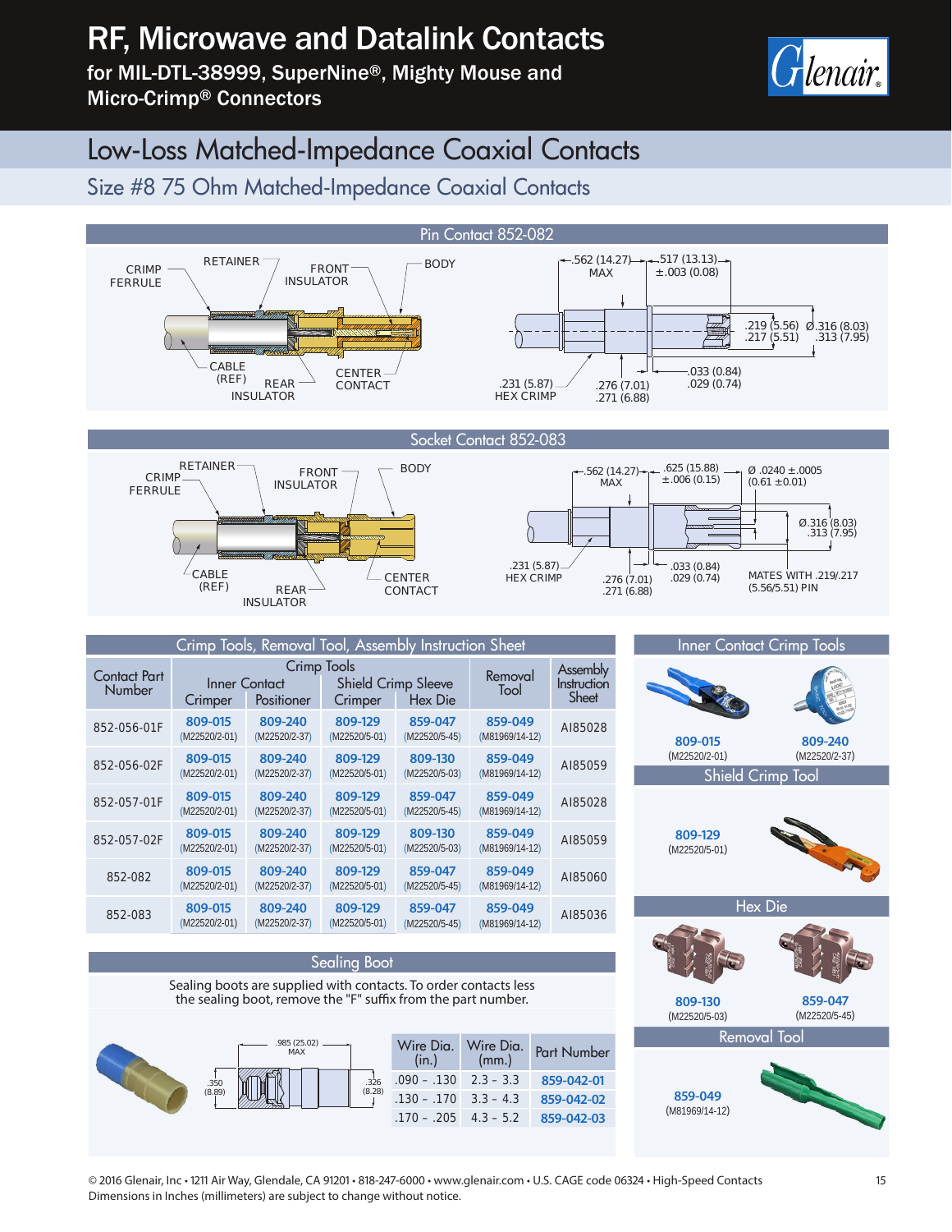# RF, Microwave and Datalink Contacts

for MIL-DTL-38999, SuperNine®, Mighty Mouse and Micro-Crimp® Connectors

## Low-Loss Matched-Impedance Coaxial Contacts

### Size #8 75 Ohm Matched-Impedance Coaxial Contacts

#### Pin Contact 852-082

CRIMP FERRULE
RETAINER
FRONT INSULATOR
BODY
CABLE (REF)
REAR INSULATOR
CENTER CONTACT

.562 (14.27) MAX
.517 (13.13) ±.003 (0.08)
.219 (5.56)
.217 (5.51)
Ø.316 (8.03)
.313 (7.95)
.033 (0.84)
.029 (0.74)
.231 (5.87) HEX CRIMP
.276 (7.01)
.271 (6.88)

#### Socket Contact 852-083

RETAINER
CRIMP FERRULE
FRONT INSULATOR
BODY
CABLE (REF)
REAR INSULATOR
CENTER CONTACT

.562 (14.27) MAX
.625 (15.88) ±.006 (0.15)
Ø .0240 ±.0005 (0.61 ±0.01)
Ø.316 (8.03)
.313 (7.95)
.231 (5.87) HEX CRIMP
.276 (7.01)
.271 (6.88)
.033 (0.84)
.029 (0.74)
MATES WITH .219/.217 (5.56/5.51) PIN

#### Crimp Tools, Removal Tool, Assembly Instruction Sheet

| Contact Part Number | Crimp Tools | | | | Removal Tool | Assembly Instruction Sheet |
|---|---|---|---|---|---|---|
| | Inner Contact | | Shield Crimp Sleeve | | | |
| | Crimper | Positioner | Crimper | Hex Die | | |
| 852-056-01F | 809-015 (M22520/2-01) | 809-240 (M22520/2-37) | 809-129 (M22520/5-01) | 859-047 (M22520/5-45) | 859-049 (M81969/14-12) | AI85028 |
| 852-056-02F | 809-015 (M22520/2-01) | 809-240 (M22520/2-37) | 809-129 (M22520/5-01) | 809-130 (M22520/5-03) | 859-049 (M81969/14-12) | AI85059 |
| 852-057-01F | 809-015 (M22520/2-01) | 809-240 (M22520/2-37) | 809-129 (M22520/5-01) | 859-047 (M22520/5-45) | 859-049 (M81969/14-12) | AI85028 |
| 852-057-02F | 809-015 (M22520/2-01) | 809-240 (M22520/2-37) | 809-129 (M22520/5-01) | 809-130 (M22520/5-03) | 859-049 (M81969/14-12) | AI85059 |
| 852-082 | 809-015 (M22520/2-01) | 809-240 (M22520/2-37) | 809-129 (M22520/5-01) | 859-047 (M22520/5-45) | 859-049 (M81969/14-12) | AI85060 |
| 852-083 | 809-015 (M22520/2-01) | 809-240 (M22520/2-37) | 809-129 (M22520/5-01) | 859-047 (M22520/5-45) | 859-049 (M81969/14-12) | AI85036 |

#### Inner Contact Crimp Tools

809-015 (M22520/2-01)

809-240 (M22520/2-37)

#### Shield Crimp Tool

809-129 (M22520/5-01)

#### Hex Die

809-130 (M22520/5-03)

859-047 (M22520/5-45)

#### Removal Tool

859-049 (M81969/14-12)

#### Sealing Boot

Sealing boots are supplied with contacts. To order contacts less the sealing boot, remove the "F" suffix from the part number.

.985 (25.02) MAX
.350 (8.89)
.326 (8.28)

| Wire Dia. (in.) | Wire Dia. (mm.) | Part Number |
|---|---|---|
| .090 - .130 | 2.3 - 3.3 | 859-042-01 |
| .130 - .170 | 3.3 - 4.3 | 859-042-02 |
| .170 - .205 | 4.3 - 5.2 | 859-042-03 |

© 2016 Glenair, Inc • 1211 Air Way, Glendale, CA 91201 • 818-247-6000 • www.glenair.com • U.S. CAGE code 06324 • High-Speed Contacts
Dimensions in Inches (millimeters) are subject to change without notice.